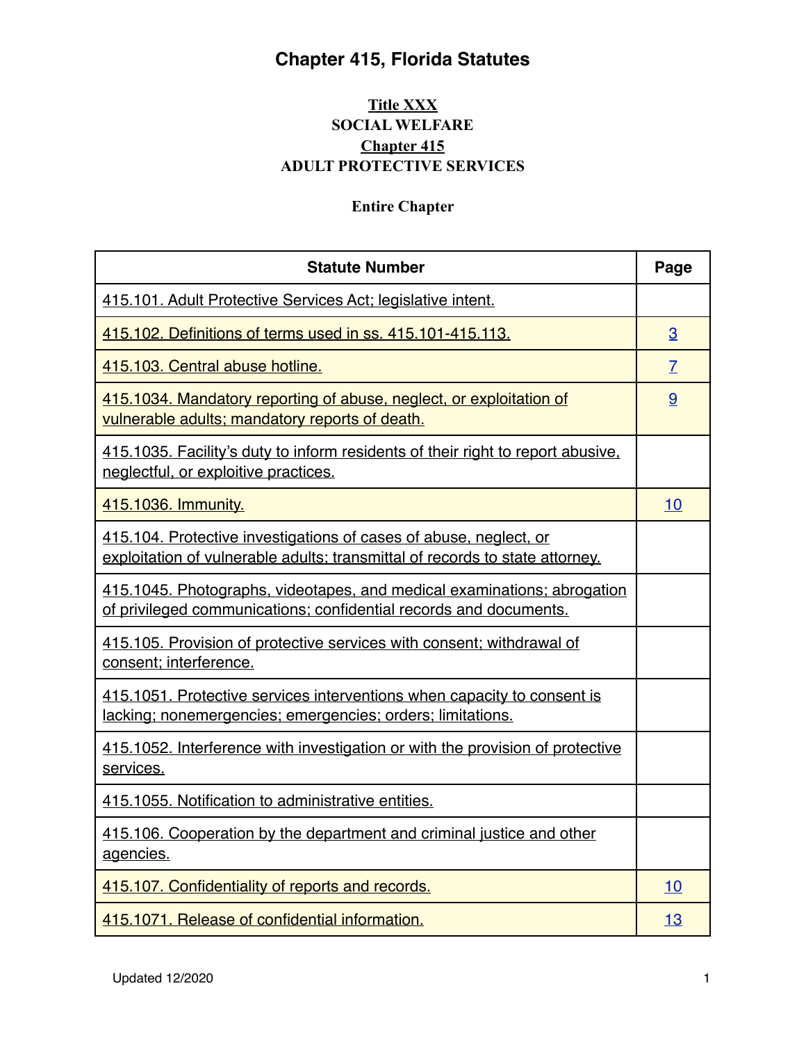# Chapter 415, Florida Statutes

**Title XXX**
**SOCIAL WELFARE**
**Chapter 415**
**ADULT PROTECTIVE SERVICES**

**Entire Chapter**

| Statute Number | Page |
|---|---|
| 415.101. Adult Protective Services Act; legislative intent. | |
| 415.102. Definitions of terms used in ss. 415.101-415.113. | 3 |
| 415.103. Central abuse hotline. | 7 |
| 415.1034. Mandatory reporting of abuse, neglect, or exploitation of vulnerable adults; mandatory reports of death. | 9 |
| 415.1035. Facility's duty to inform residents of their right to report abusive, neglectful, or exploitive practices. | |
| 415.1036. Immunity. | 10 |
| 415.104. Protective investigations of cases of abuse, neglect, or exploitation of vulnerable adults; transmittal of records to state attorney. | |
| 415.1045. Photographs, videotapes, and medical examinations; abrogation of privileged communications; confidential records and documents. | |
| 415.105. Provision of protective services with consent; withdrawal of consent; interference. | |
| 415.1051. Protective services interventions when capacity to consent is lacking; nonemergencies; emergencies; orders; limitations. | |
| 415.1052. Interference with investigation or with the provision of protective services. | |
| 415.1055. Notification to administrative entities. | |
| 415.106. Cooperation by the department and criminal justice and other agencies. | |
| 415.107. Confidentiality of reports and records. | 10 |
| 415.1071. Release of confidential information. | 13 |

Updated 12/2020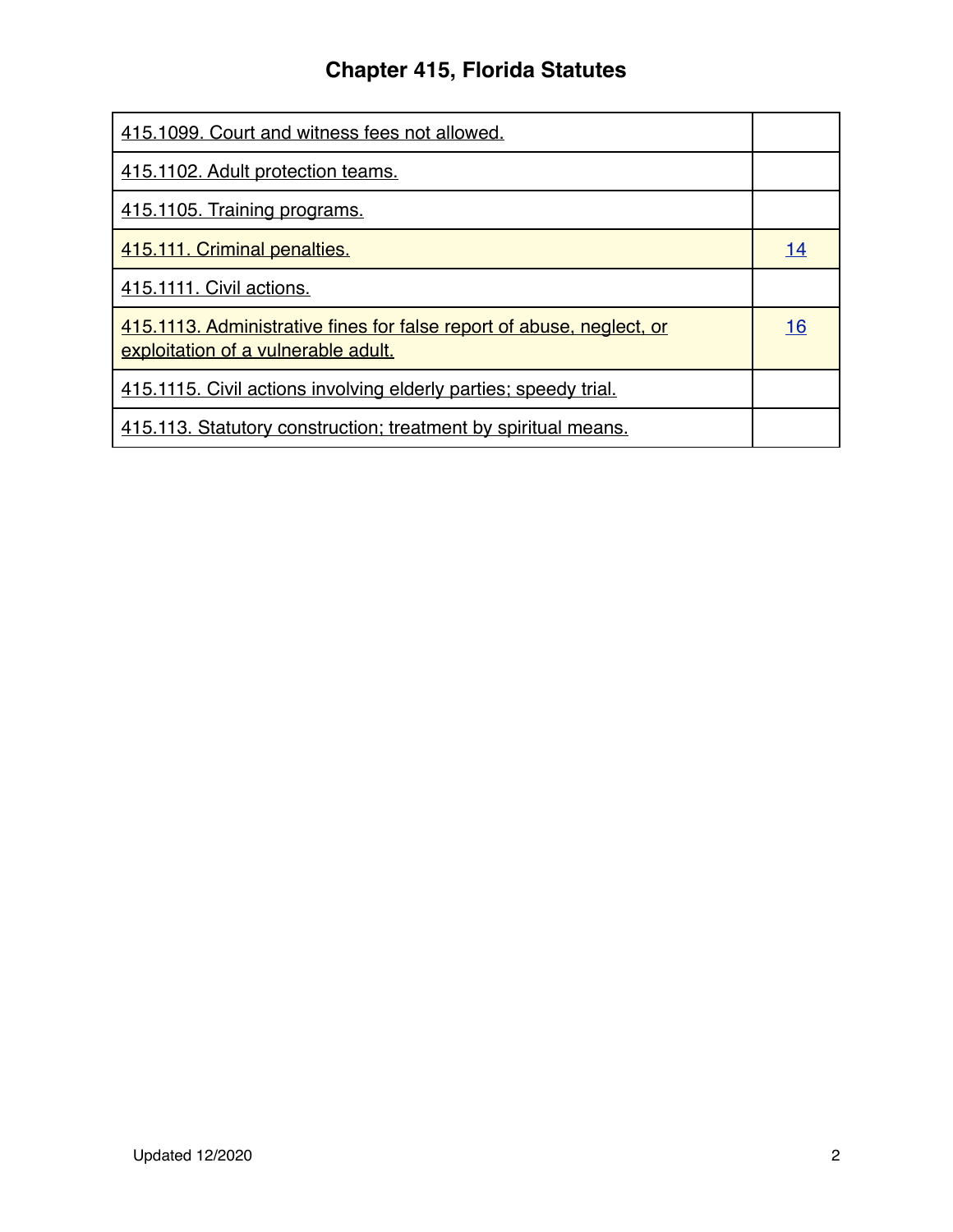# Chapter 415, Florida Statutes

| | |
|---|---|
| 415.1099. Court and witness fees not allowed. | |
| 415.1102. Adult protection teams. | |
| 415.1105. Training programs. | |
| 415.111. Criminal penalties. | 14 |
| 415.1111. Civil actions. | |
| 415.1113. Administrative fines for false report of abuse, neglect, or exploitation of a vulnerable adult. | 16 |
| 415.1115. Civil actions involving elderly parties; speedy trial. | |
| 415.113. Statutory construction; treatment by spiritual means. | |

Updated 12/2020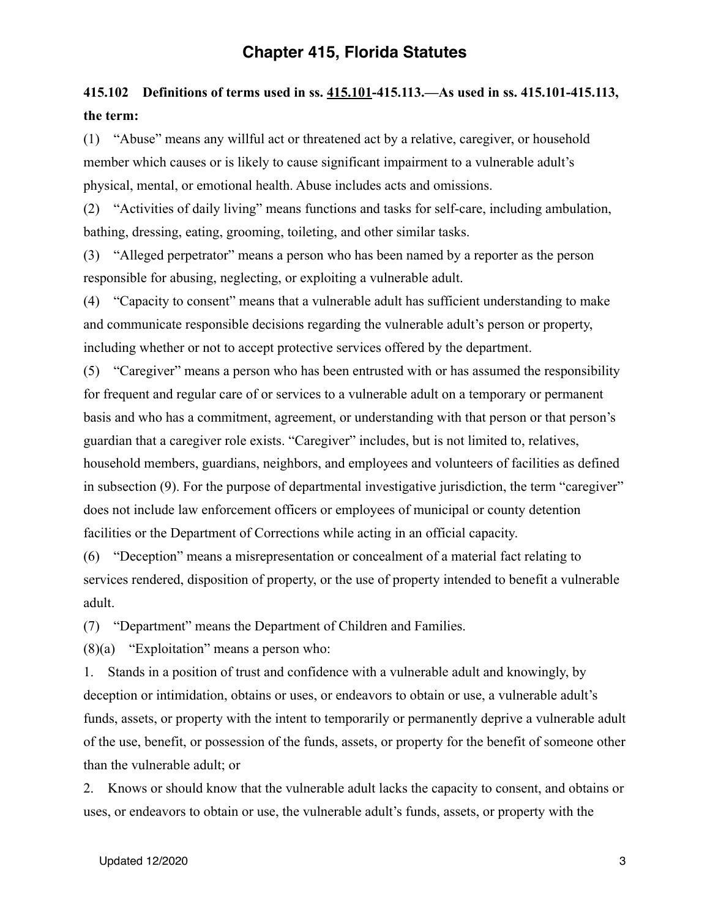# Chapter 415, Florida Statutes

**415.102 Definitions of terms used in ss. 415.101-415.113.—As used in ss. 415.101-415.113, the term:**

(1) "Abuse" means any willful act or threatened act by a relative, caregiver, or household member which causes or is likely to cause significant impairment to a vulnerable adult's physical, mental, or emotional health. Abuse includes acts and omissions.

(2) "Activities of daily living" means functions and tasks for self-care, including ambulation, bathing, dressing, eating, grooming, toileting, and other similar tasks.

(3) "Alleged perpetrator" means a person who has been named by a reporter as the person responsible for abusing, neglecting, or exploiting a vulnerable adult.

(4) "Capacity to consent" means that a vulnerable adult has sufficient understanding to make and communicate responsible decisions regarding the vulnerable adult's person or property, including whether or not to accept protective services offered by the department.

(5) "Caregiver" means a person who has been entrusted with or has assumed the responsibility for frequent and regular care of or services to a vulnerable adult on a temporary or permanent basis and who has a commitment, agreement, or understanding with that person or that person's guardian that a caregiver role exists. "Caregiver" includes, but is not limited to, relatives, household members, guardians, neighbors, and employees and volunteers of facilities as defined in subsection (9). For the purpose of departmental investigative jurisdiction, the term "caregiver" does not include law enforcement officers or employees of municipal or county detention facilities or the Department of Corrections while acting in an official capacity.

(6) "Deception" means a misrepresentation or concealment of a material fact relating to services rendered, disposition of property, or the use of property intended to benefit a vulnerable adult.

(7) "Department" means the Department of Children and Families.

(8)(a) "Exploitation" means a person who:

1. Stands in a position of trust and confidence with a vulnerable adult and knowingly, by deception or intimidation, obtains or uses, or endeavors to obtain or use, a vulnerable adult's funds, assets, or property with the intent to temporarily or permanently deprive a vulnerable adult of the use, benefit, or possession of the funds, assets, or property for the benefit of someone other than the vulnerable adult; or

2. Knows or should know that the vulnerable adult lacks the capacity to consent, and obtains or uses, or endeavors to obtain or use, the vulnerable adult's funds, assets, or property with the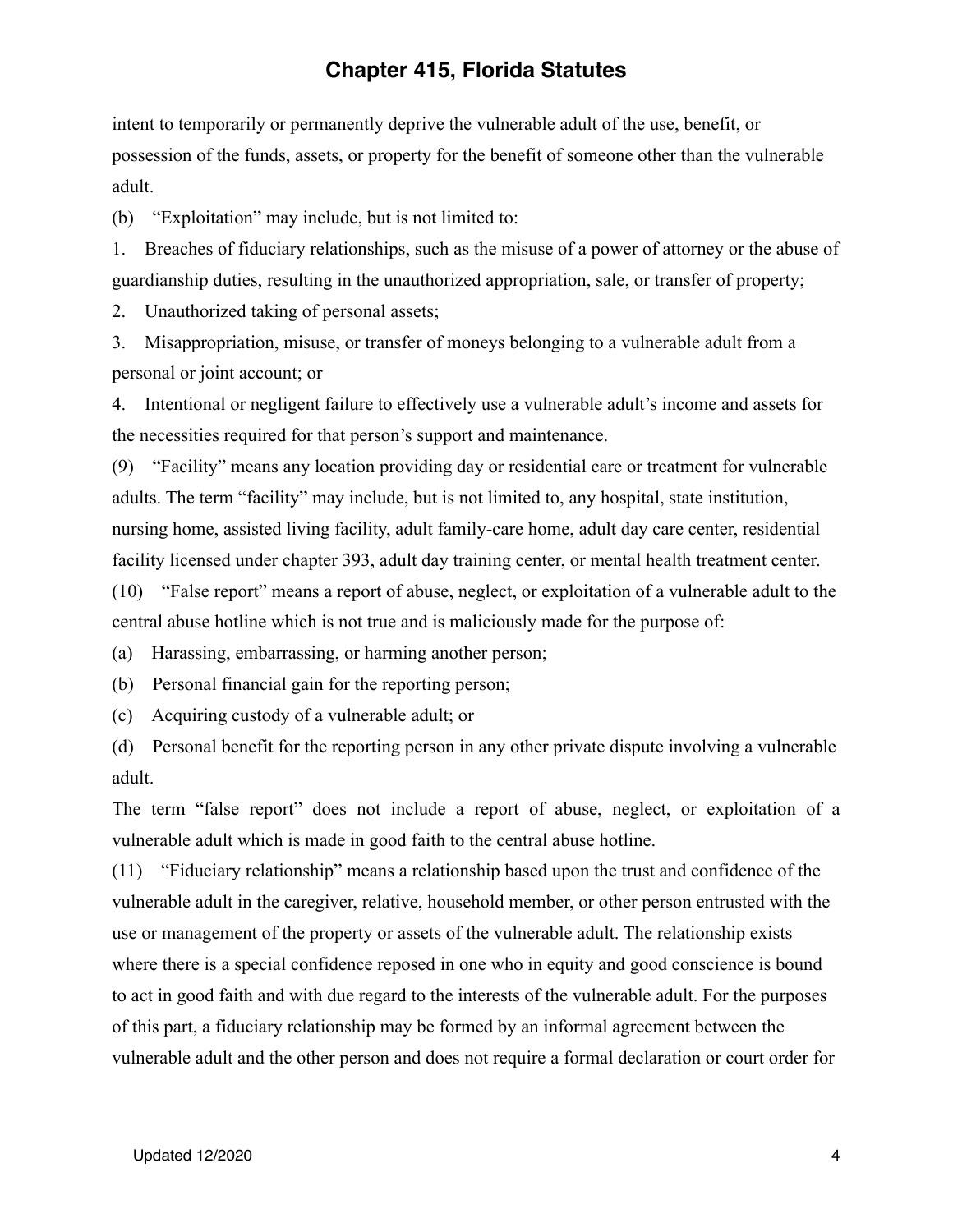intent to temporarily or permanently deprive the vulnerable adult of the use, benefit, or possession of the funds, assets, or property for the benefit of someone other than the vulnerable adult.

(b) "Exploitation" may include, but is not limited to:

1. Breaches of fiduciary relationships, such as the misuse of a power of attorney or the abuse of guardianship duties, resulting in the unauthorized appropriation, sale, or transfer of property;

2. Unauthorized taking of personal assets;

3. Misappropriation, misuse, or transfer of moneys belonging to a vulnerable adult from a personal or joint account; or

4. Intentional or negligent failure to effectively use a vulnerable adult's income and assets for the necessities required for that person's support and maintenance.

(9) "Facility" means any location providing day or residential care or treatment for vulnerable adults. The term "facility" may include, but is not limited to, any hospital, state institution, nursing home, assisted living facility, adult family-care home, adult day care center, residential facility licensed under chapter 393, adult day training center, or mental health treatment center.

(10) "False report" means a report of abuse, neglect, or exploitation of a vulnerable adult to the central abuse hotline which is not true and is maliciously made for the purpose of:

(a) Harassing, embarrassing, or harming another person;

(b) Personal financial gain for the reporting person;

(c) Acquiring custody of a vulnerable adult; or

(d) Personal benefit for the reporting person in any other private dispute involving a vulnerable adult.

The term "false report" does not include a report of abuse, neglect, or exploitation of a vulnerable adult which is made in good faith to the central abuse hotline.

(11) "Fiduciary relationship" means a relationship based upon the trust and confidence of the vulnerable adult in the caregiver, relative, household member, or other person entrusted with the use or management of the property or assets of the vulnerable adult. The relationship exists where there is a special confidence reposed in one who in equity and good conscience is bound to act in good faith and with due regard to the interests of the vulnerable adult. For the purposes of this part, a fiduciary relationship may be formed by an informal agreement between the vulnerable adult and the other person and does not require a formal declaration or court order for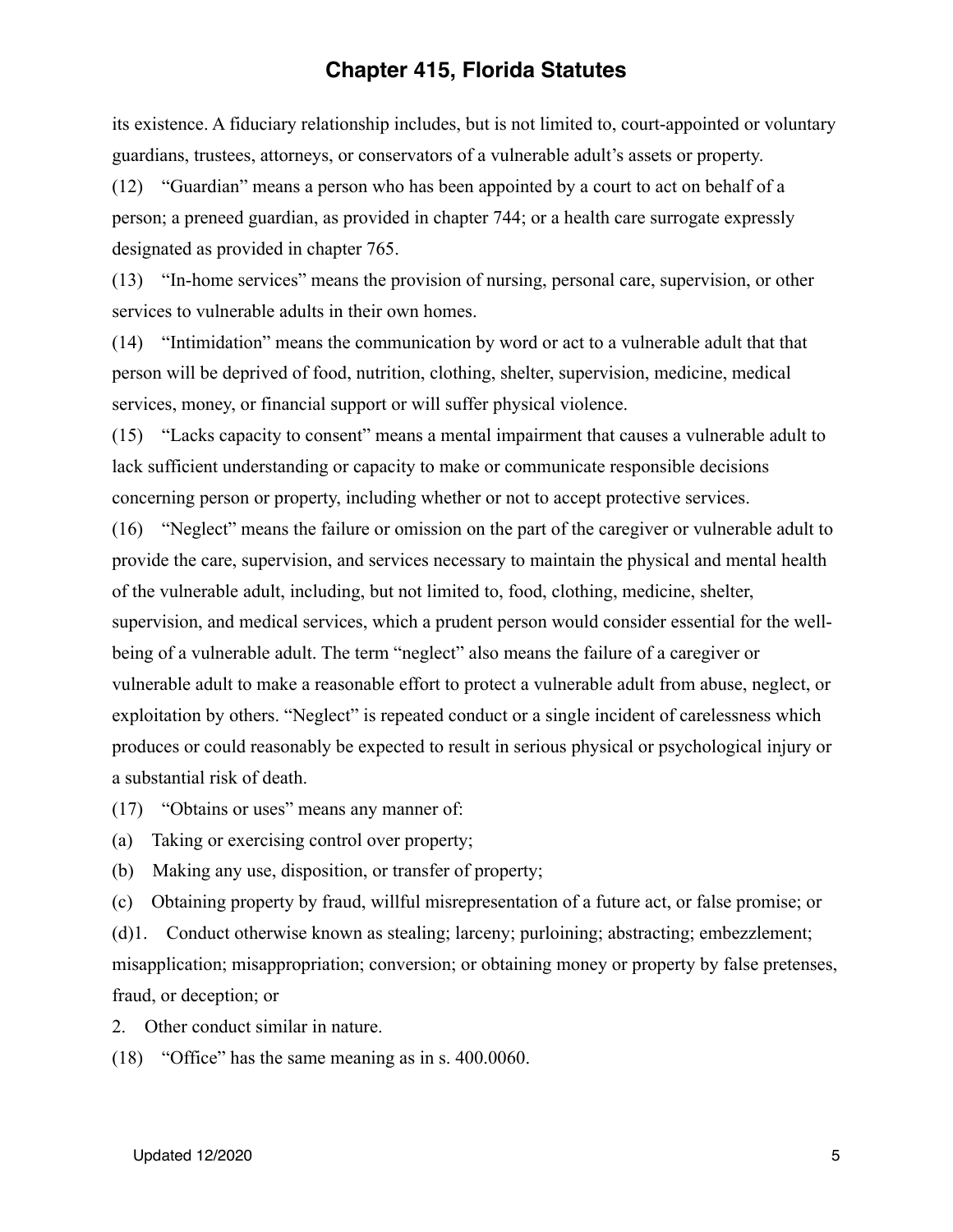its existence. A fiduciary relationship includes, but is not limited to, court-appointed or voluntary guardians, trustees, attorneys, or conservators of a vulnerable adult's assets or property.

(12) "Guardian" means a person who has been appointed by a court to act on behalf of a person; a preneed guardian, as provided in chapter 744; or a health care surrogate expressly designated as provided in chapter 765.

(13) "In-home services" means the provision of nursing, personal care, supervision, or other services to vulnerable adults in their own homes.

(14) "Intimidation" means the communication by word or act to a vulnerable adult that that person will be deprived of food, nutrition, clothing, shelter, supervision, medicine, medical services, money, or financial support or will suffer physical violence.

(15) "Lacks capacity to consent" means a mental impairment that causes a vulnerable adult to lack sufficient understanding or capacity to make or communicate responsible decisions concerning person or property, including whether or not to accept protective services.

(16) "Neglect" means the failure or omission on the part of the caregiver or vulnerable adult to provide the care, supervision, and services necessary to maintain the physical and mental health of the vulnerable adult, including, but not limited to, food, clothing, medicine, shelter, supervision, and medical services, which a prudent person would consider essential for the well-being of a vulnerable adult. The term "neglect" also means the failure of a caregiver or vulnerable adult to make a reasonable effort to protect a vulnerable adult from abuse, neglect, or exploitation by others. "Neglect" is repeated conduct or a single incident of carelessness which produces or could reasonably be expected to result in serious physical or psychological injury or a substantial risk of death.

(17) "Obtains or uses" means any manner of:

(a) Taking or exercising control over property;

(b) Making any use, disposition, or transfer of property;

(c) Obtaining property by fraud, willful misrepresentation of a future act, or false promise; or

(d)1. Conduct otherwise known as stealing; larceny; purloining; abstracting; embezzlement; misapplication; misappropriation; conversion; or obtaining money or property by false pretenses, fraud, or deception; or

2. Other conduct similar in nature.

(18) "Office" has the same meaning as in s. 400.0060.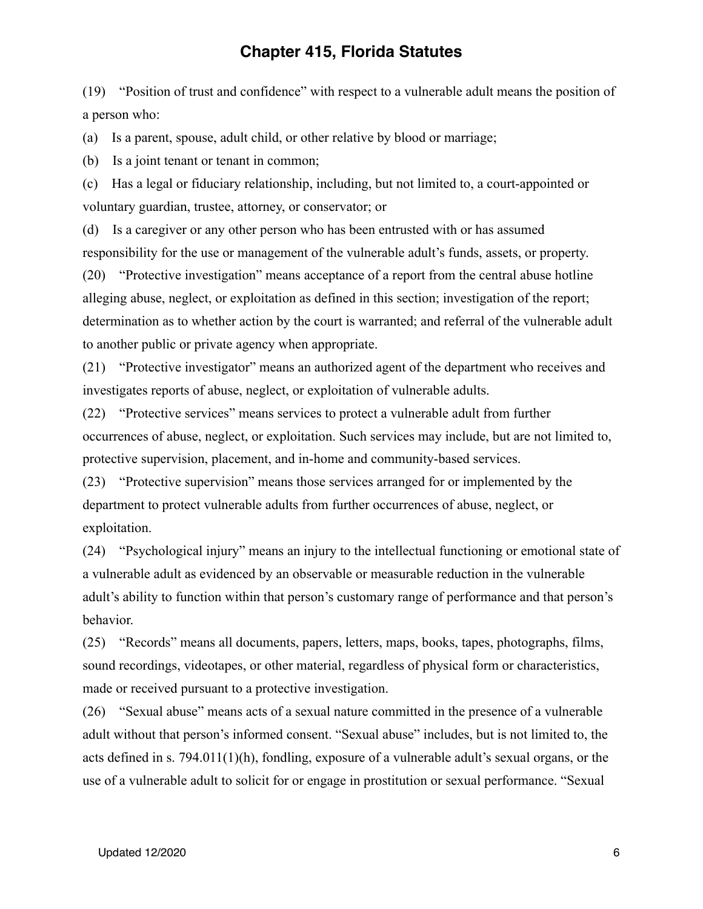(19) “Position of trust and confidence” with respect to a vulnerable adult means the position of a person who:

(a) Is a parent, spouse, adult child, or other relative by blood or marriage;

(b) Is a joint tenant or tenant in common;

(c) Has a legal or fiduciary relationship, including, but not limited to, a court-appointed or voluntary guardian, trustee, attorney, or conservator; or

(d) Is a caregiver or any other person who has been entrusted with or has assumed responsibility for the use or management of the vulnerable adult’s funds, assets, or property.

(20) “Protective investigation” means acceptance of a report from the central abuse hotline alleging abuse, neglect, or exploitation as defined in this section; investigation of the report; determination as to whether action by the court is warranted; and referral of the vulnerable adult to another public or private agency when appropriate.

(21) “Protective investigator” means an authorized agent of the department who receives and investigates reports of abuse, neglect, or exploitation of vulnerable adults.

(22) “Protective services” means services to protect a vulnerable adult from further occurrences of abuse, neglect, or exploitation. Such services may include, but are not limited to, protective supervision, placement, and in-home and community-based services.

(23) “Protective supervision” means those services arranged for or implemented by the department to protect vulnerable adults from further occurrences of abuse, neglect, or exploitation.

(24) “Psychological injury” means an injury to the intellectual functioning or emotional state of a vulnerable adult as evidenced by an observable or measurable reduction in the vulnerable adult’s ability to function within that person’s customary range of performance and that person’s behavior.

(25) “Records” means all documents, papers, letters, maps, books, tapes, photographs, films, sound recordings, videotapes, or other material, regardless of physical form or characteristics, made or received pursuant to a protective investigation.

(26) “Sexual abuse” means acts of a sexual nature committed in the presence of a vulnerable adult without that person’s informed consent. “Sexual abuse” includes, but is not limited to, the acts defined in s. 794.011(1)(h), fondling, exposure of a vulnerable adult’s sexual organs, or the use of a vulnerable adult to solicit for or engage in prostitution or sexual performance. “Sexual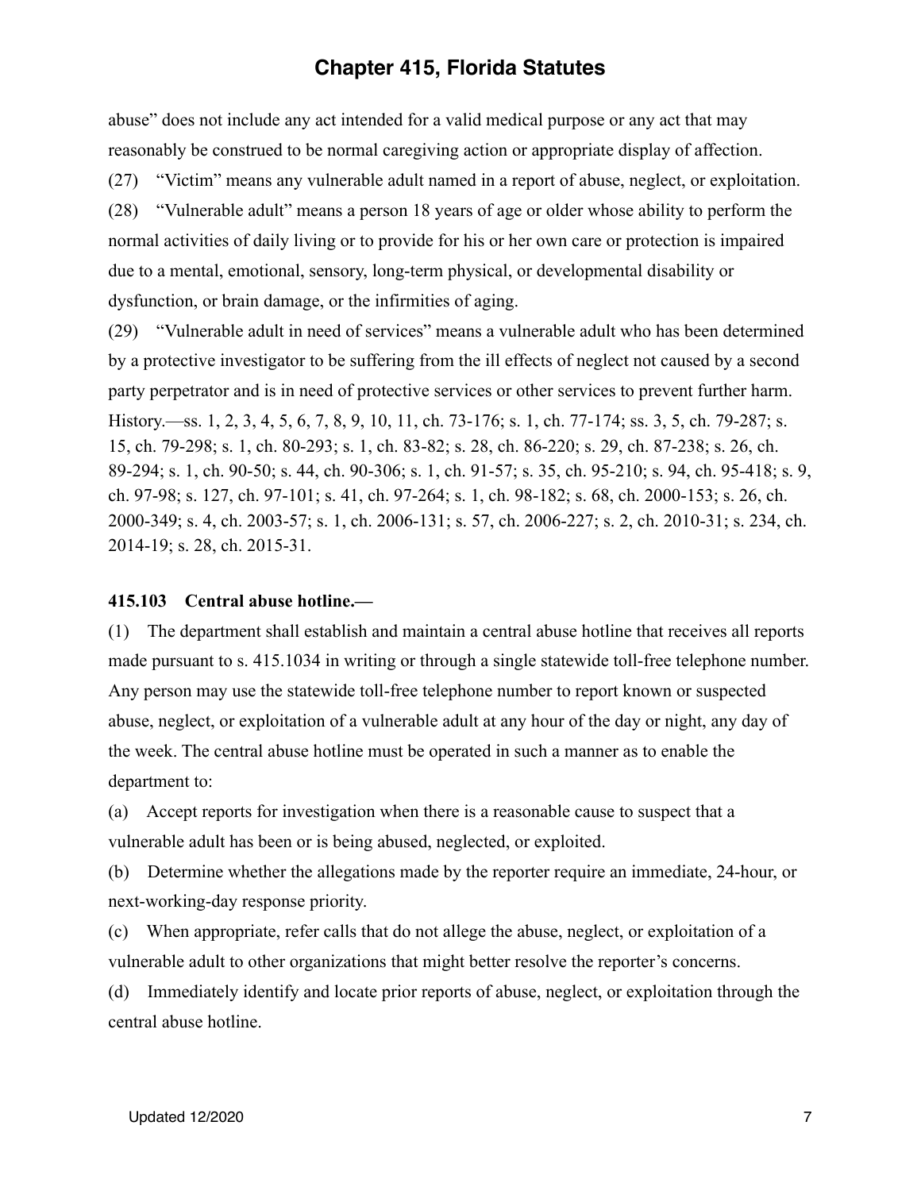abuse" does not include any act intended for a valid medical purpose or any act that may reasonably be construed to be normal caregiving action or appropriate display of affection.

(27) "Victim" means any vulnerable adult named in a report of abuse, neglect, or exploitation.

(28) "Vulnerable adult" means a person 18 years of age or older whose ability to perform the normal activities of daily living or to provide for his or her own care or protection is impaired due to a mental, emotional, sensory, long-term physical, or developmental disability or dysfunction, or brain damage, or the infirmities of aging.

(29) "Vulnerable adult in need of services" means a vulnerable adult who has been determined by a protective investigator to be suffering from the ill effects of neglect not caused by a second party perpetrator and is in need of protective services or other services to prevent further harm.

History.—ss. 1, 2, 3, 4, 5, 6, 7, 8, 9, 10, 11, ch. 73-176; s. 1, ch. 77-174; ss. 3, 5, ch. 79-287; s. 15, ch. 79-298; s. 1, ch. 80-293; s. 1, ch. 83-82; s. 28, ch. 86-220; s. 29, ch. 87-238; s. 26, ch. 89-294; s. 1, ch. 90-50; s. 44, ch. 90-306; s. 1, ch. 91-57; s. 35, ch. 95-210; s. 94, ch. 95-418; s. 9, ch. 97-98; s. 127, ch. 97-101; s. 41, ch. 97-264; s. 1, ch. 98-182; s. 68, ch. 2000-153; s. 26, ch. 2000-349; s. 4, ch. 2003-57; s. 1, ch. 2006-131; s. 57, ch. 2006-227; s. 2, ch. 2010-31; s. 234, ch. 2014-19; s. 28, ch. 2015-31.

**415.103 Central abuse hotline.—**

(1) The department shall establish and maintain a central abuse hotline that receives all reports made pursuant to s. 415.1034 in writing or through a single statewide toll-free telephone number. Any person may use the statewide toll-free telephone number to report known or suspected abuse, neglect, or exploitation of a vulnerable adult at any hour of the day or night, any day of the week. The central abuse hotline must be operated in such a manner as to enable the department to:

(a) Accept reports for investigation when there is a reasonable cause to suspect that a vulnerable adult has been or is being abused, neglected, or exploited.

(b) Determine whether the allegations made by the reporter require an immediate, 24-hour, or next-working-day response priority.

(c) When appropriate, refer calls that do not allege the abuse, neglect, or exploitation of a vulnerable adult to other organizations that might better resolve the reporter's concerns.

(d) Immediately identify and locate prior reports of abuse, neglect, or exploitation through the central abuse hotline.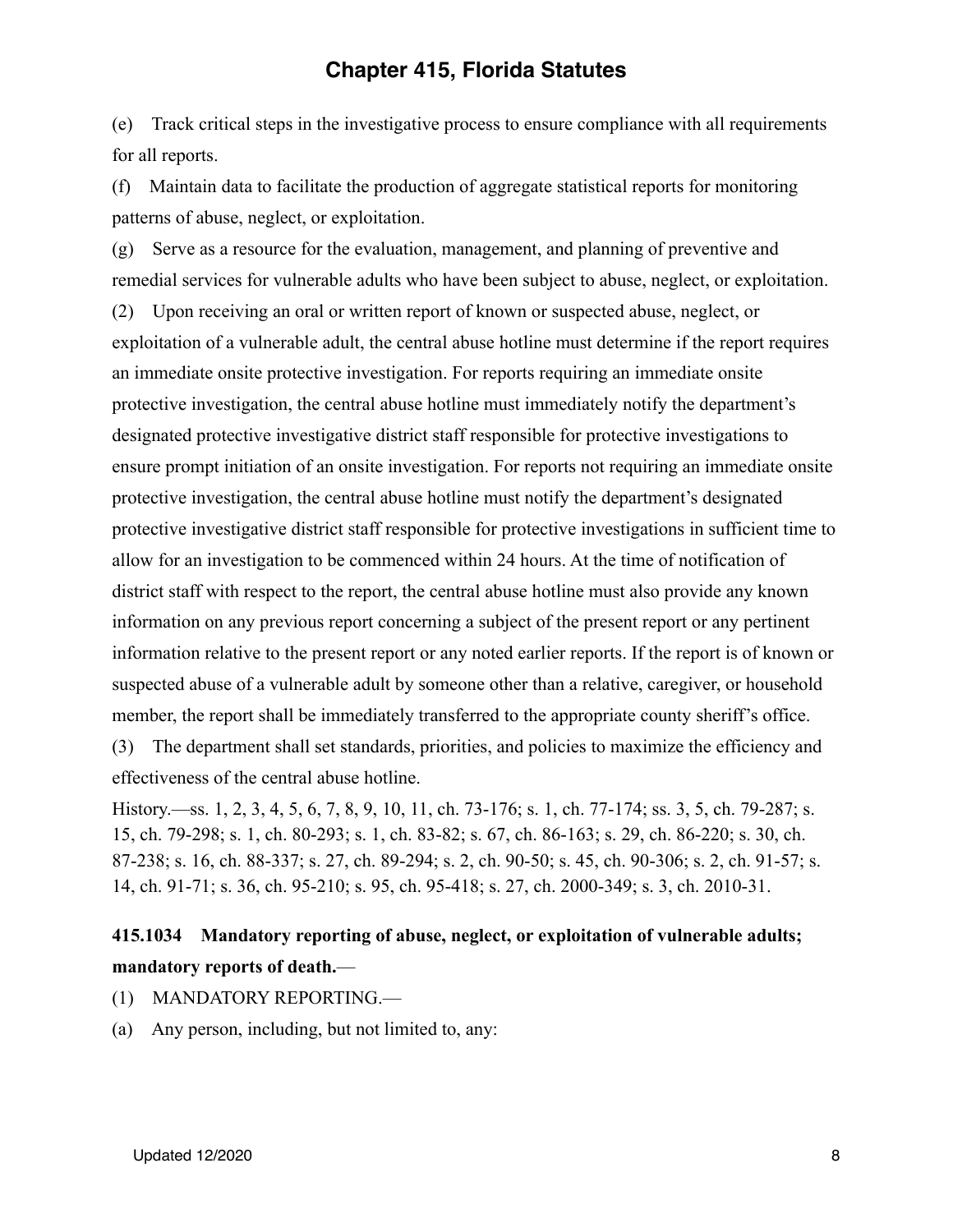(e) Track critical steps in the investigative process to ensure compliance with all requirements for all reports.

(f) Maintain data to facilitate the production of aggregate statistical reports for monitoring patterns of abuse, neglect, or exploitation.

(g) Serve as a resource for the evaluation, management, and planning of preventive and remedial services for vulnerable adults who have been subject to abuse, neglect, or exploitation.

(2) Upon receiving an oral or written report of known or suspected abuse, neglect, or exploitation of a vulnerable adult, the central abuse hotline must determine if the report requires an immediate onsite protective investigation. For reports requiring an immediate onsite protective investigation, the central abuse hotline must immediately notify the department's designated protective investigative district staff responsible for protective investigations to ensure prompt initiation of an onsite investigation. For reports not requiring an immediate onsite protective investigation, the central abuse hotline must notify the department's designated protective investigative district staff responsible for protective investigations in sufficient time to allow for an investigation to be commenced within 24 hours. At the time of notification of district staff with respect to the report, the central abuse hotline must also provide any known information on any previous report concerning a subject of the present report or any pertinent information relative to the present report or any noted earlier reports. If the report is of known or suspected abuse of a vulnerable adult by someone other than a relative, caregiver, or household member, the report shall be immediately transferred to the appropriate county sheriff's office.

(3) The department shall set standards, priorities, and policies to maximize the efficiency and effectiveness of the central abuse hotline.

History.—ss. 1, 2, 3, 4, 5, 6, 7, 8, 9, 10, 11, ch. 73-176; s. 1, ch. 77-174; ss. 3, 5, ch. 79-287; s. 15, ch. 79-298; s. 1, ch. 80-293; s. 1, ch. 83-82; s. 67, ch. 86-163; s. 29, ch. 86-220; s. 30, ch. 87-238; s. 16, ch. 88-337; s. 27, ch. 89-294; s. 2, ch. 90-50; s. 45, ch. 90-306; s. 2, ch. 91-57; s. 14, ch. 91-71; s. 36, ch. 95-210; s. 95, ch. 95-418; s. 27, ch. 2000-349; s. 3, ch. 2010-31.

**415.1034 Mandatory reporting of abuse, neglect, or exploitation of vulnerable adults; mandatory reports of death.**—

(1) MANDATORY REPORTING.—

(a) Any person, including, but not limited to, any: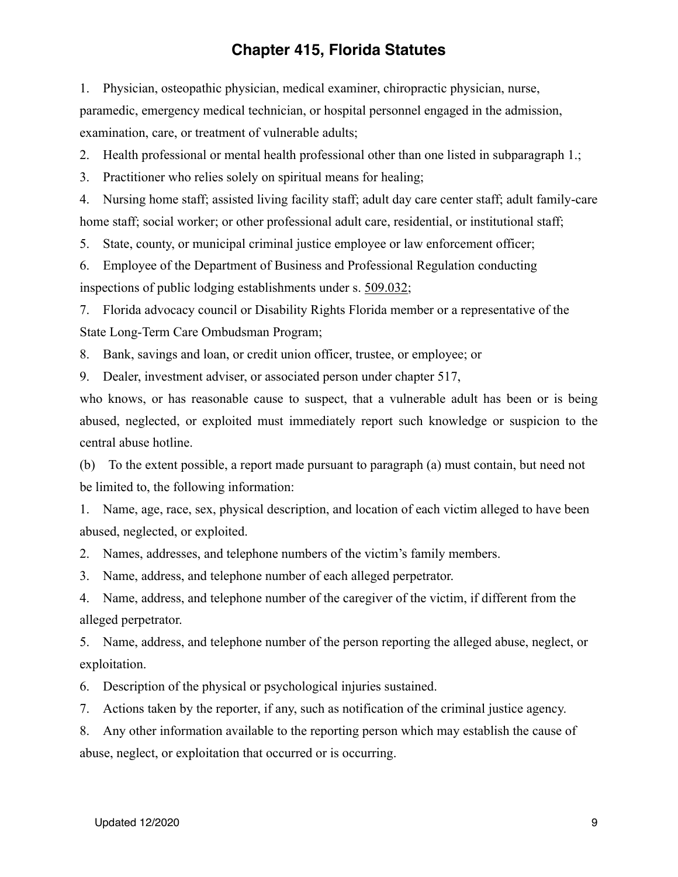# Chapter 415, Florida Statutes

1. Physician, osteopathic physician, medical examiner, chiropractic physician, nurse, paramedic, emergency medical technician, or hospital personnel engaged in the admission, examination, care, or treatment of vulnerable adults;
2. Health professional or mental health professional other than one listed in subparagraph 1.;
3. Practitioner who relies solely on spiritual means for healing;
4. Nursing home staff; assisted living facility staff; adult day care center staff; adult family-care home staff; social worker; or other professional adult care, residential, or institutional staff;
5. State, county, or municipal criminal justice employee or law enforcement officer;
6. Employee of the Department of Business and Professional Regulation conducting inspections of public lodging establishments under s. 509.032;
7. Florida advocacy council or Disability Rights Florida member or a representative of the State Long-Term Care Ombudsman Program;
8. Bank, savings and loan, or credit union officer, trustee, or employee; or
9. Dealer, investment adviser, or associated person under chapter 517,

who knows, or has reasonable cause to suspect, that a vulnerable adult has been or is being abused, neglected, or exploited must immediately report such knowledge or suspicion to the central abuse hotline.

(b) To the extent possible, a report made pursuant to paragraph (a) must contain, but need not be limited to, the following information:

1. Name, age, race, sex, physical description, and location of each victim alleged to have been abused, neglected, or exploited.
2. Names, addresses, and telephone numbers of the victim's family members.
3. Name, address, and telephone number of each alleged perpetrator.
4. Name, address, and telephone number of the caregiver of the victim, if different from the alleged perpetrator.
5. Name, address, and telephone number of the person reporting the alleged abuse, neglect, or exploitation.
6. Description of the physical or psychological injuries sustained.
7. Actions taken by the reporter, if any, such as notification of the criminal justice agency.
8. Any other information available to the reporting person which may establish the cause of abuse, neglect, or exploitation that occurred or is occurring.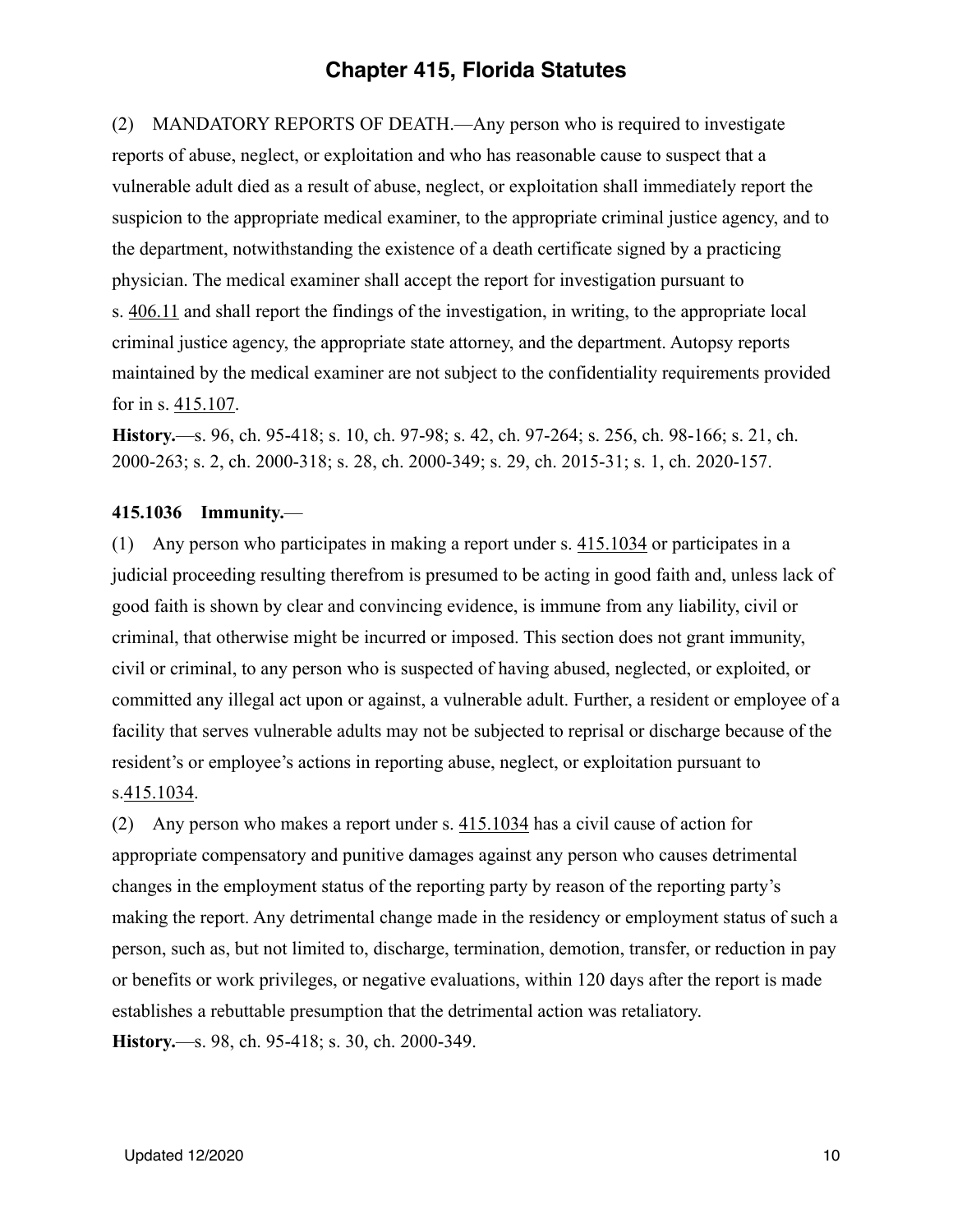(2) MANDATORY REPORTS OF DEATH.—Any person who is required to investigate reports of abuse, neglect, or exploitation and who has reasonable cause to suspect that a vulnerable adult died as a result of abuse, neglect, or exploitation shall immediately report the suspicion to the appropriate medical examiner, to the appropriate criminal justice agency, and to the department, notwithstanding the existence of a death certificate signed by a practicing physician. The medical examiner shall accept the report for investigation pursuant to s. 406.11 and shall report the findings of the investigation, in writing, to the appropriate local criminal justice agency, the appropriate state attorney, and the department. Autopsy reports maintained by the medical examiner are not subject to the confidentiality requirements provided for in s. 415.107.

**History.**—s. 96, ch. 95-418; s. 10, ch. 97-98; s. 42, ch. 97-264; s. 256, ch. 98-166; s. 21, ch. 2000-263; s. 2, ch. 2000-318; s. 28, ch. 2000-349; s. 29, ch. 2015-31; s. 1, ch. 2020-157.

**415.1036 Immunity.**—

(1) Any person who participates in making a report under s. 415.1034 or participates in a judicial proceeding resulting therefrom is presumed to be acting in good faith and, unless lack of good faith is shown by clear and convincing evidence, is immune from any liability, civil or criminal, that otherwise might be incurred or imposed. This section does not grant immunity, civil or criminal, to any person who is suspected of having abused, neglected, or exploited, or committed any illegal act upon or against, a vulnerable adult. Further, a resident or employee of a facility that serves vulnerable adults may not be subjected to reprisal or discharge because of the resident's or employee's actions in reporting abuse, neglect, or exploitation pursuant to s.415.1034.

(2) Any person who makes a report under s. 415.1034 has a civil cause of action for appropriate compensatory and punitive damages against any person who causes detrimental changes in the employment status of the reporting party by reason of the reporting party's making the report. Any detrimental change made in the residency or employment status of such a person, such as, but not limited to, discharge, termination, demotion, transfer, or reduction in pay or benefits or work privileges, or negative evaluations, within 120 days after the report is made establishes a rebuttable presumption that the detrimental action was retaliatory.

**History.**—s. 98, ch. 95-418; s. 30, ch. 2000-349.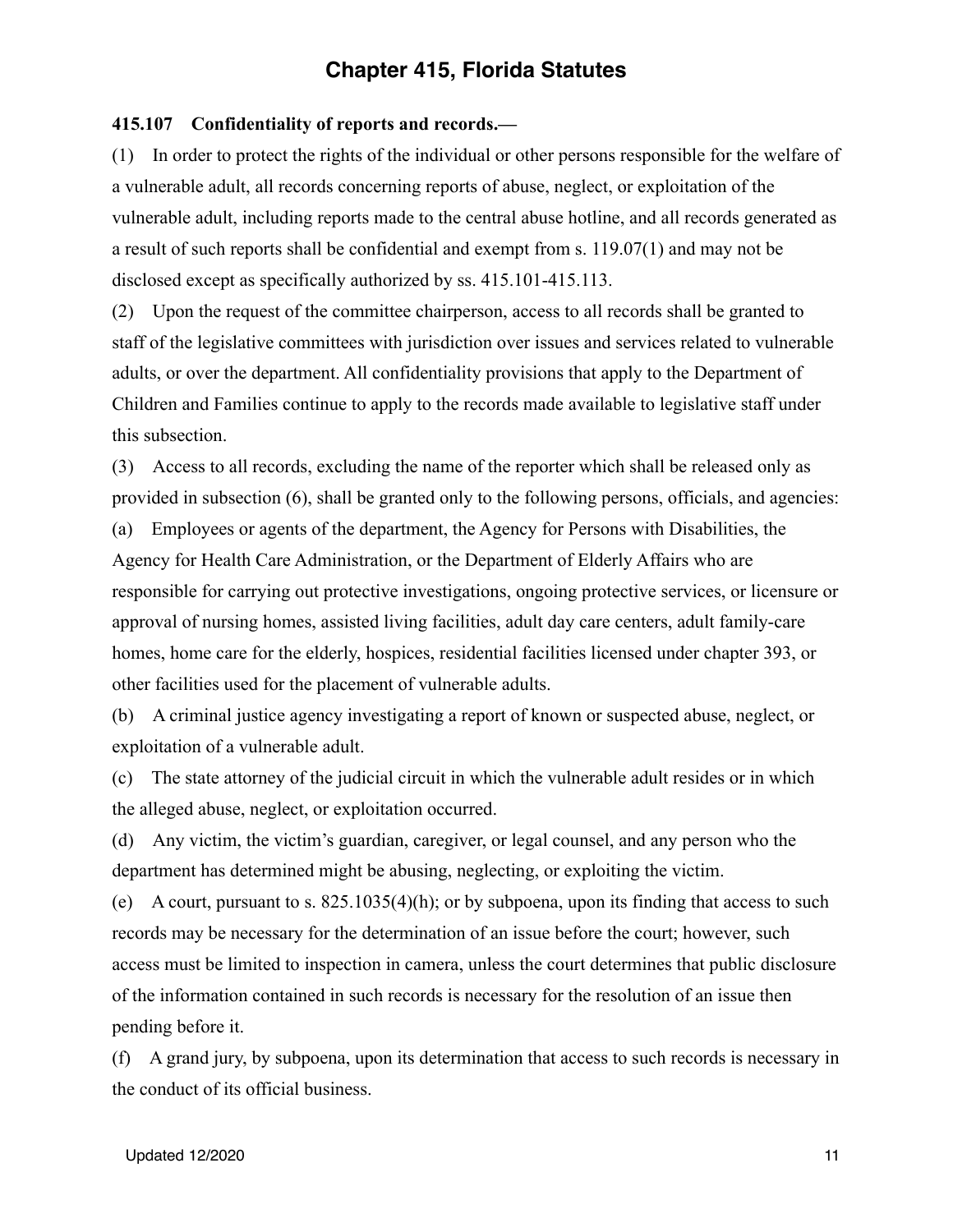# Chapter 415, Florida Statutes

**415.107 Confidentiality of reports and records.—**

(1) In order to protect the rights of the individual or other persons responsible for the welfare of a vulnerable adult, all records concerning reports of abuse, neglect, or exploitation of the vulnerable adult, including reports made to the central abuse hotline, and all records generated as a result of such reports shall be confidential and exempt from s. 119.07(1) and may not be disclosed except as specifically authorized by ss. 415.101-415.113.

(2) Upon the request of the committee chairperson, access to all records shall be granted to staff of the legislative committees with jurisdiction over issues and services related to vulnerable adults, or over the department. All confidentiality provisions that apply to the Department of Children and Families continue to apply to the records made available to legislative staff under this subsection.

(3) Access to all records, excluding the name of the reporter which shall be released only as provided in subsection (6), shall be granted only to the following persons, officials, and agencies:

(a) Employees or agents of the department, the Agency for Persons with Disabilities, the Agency for Health Care Administration, or the Department of Elderly Affairs who are responsible for carrying out protective investigations, ongoing protective services, or licensure or approval of nursing homes, assisted living facilities, adult day care centers, adult family-care homes, home care for the elderly, hospices, residential facilities licensed under chapter 393, or other facilities used for the placement of vulnerable adults.

(b) A criminal justice agency investigating a report of known or suspected abuse, neglect, or exploitation of a vulnerable adult.

(c) The state attorney of the judicial circuit in which the vulnerable adult resides or in which the alleged abuse, neglect, or exploitation occurred.

(d) Any victim, the victim's guardian, caregiver, or legal counsel, and any person who the department has determined might be abusing, neglecting, or exploiting the victim.

(e) A court, pursuant to s. 825.1035(4)(h); or by subpoena, upon its finding that access to such records may be necessary for the determination of an issue before the court; however, such access must be limited to inspection in camera, unless the court determines that public disclosure of the information contained in such records is necessary for the resolution of an issue then pending before it.

(f) A grand jury, by subpoena, upon its determination that access to such records is necessary in the conduct of its official business.

Updated 12/2020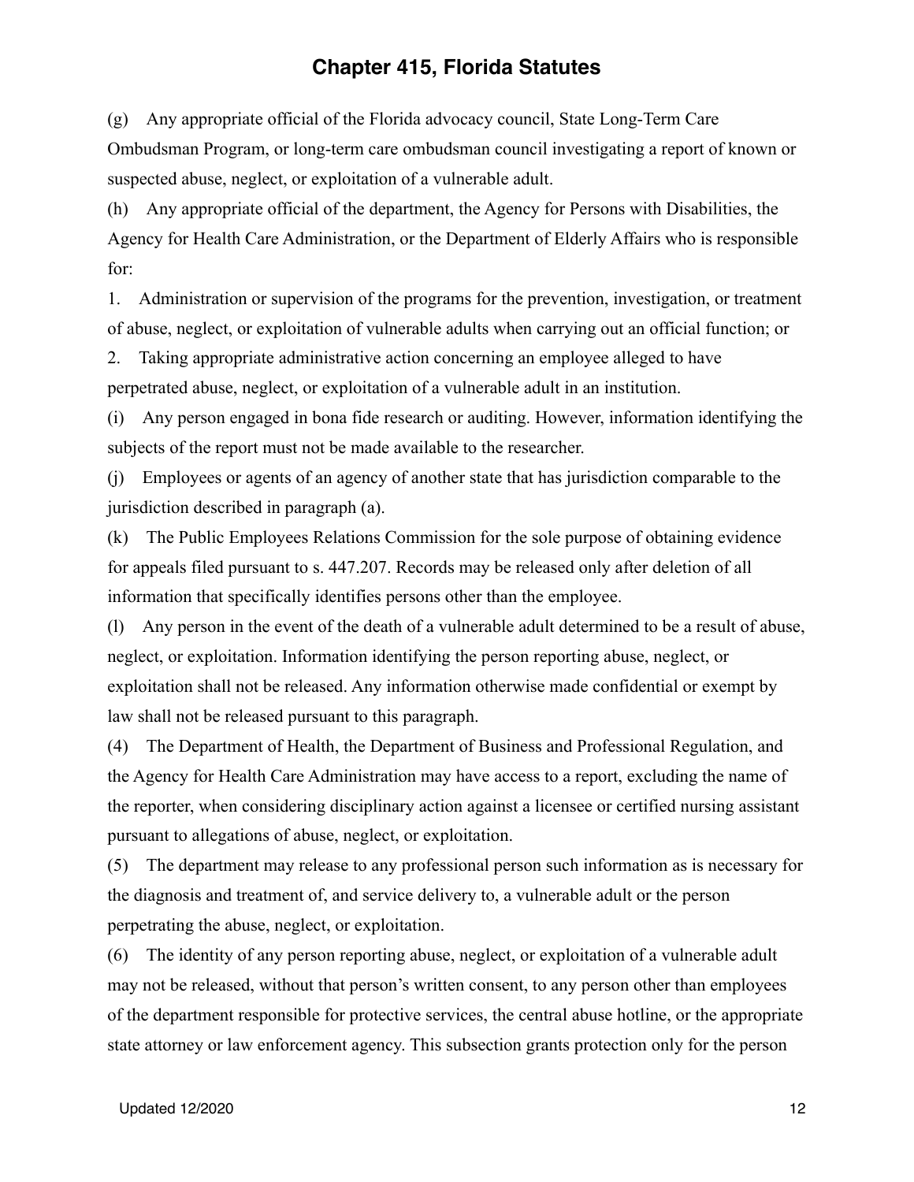(g) Any appropriate official of the Florida advocacy council, State Long-Term Care Ombudsman Program, or long-term care ombudsman council investigating a report of known or suspected abuse, neglect, or exploitation of a vulnerable adult.

(h) Any appropriate official of the department, the Agency for Persons with Disabilities, the Agency for Health Care Administration, or the Department of Elderly Affairs who is responsible for:

1. Administration or supervision of the programs for the prevention, investigation, or treatment of abuse, neglect, or exploitation of vulnerable adults when carrying out an official function; or

2. Taking appropriate administrative action concerning an employee alleged to have perpetrated abuse, neglect, or exploitation of a vulnerable adult in an institution.

(i) Any person engaged in bona fide research or auditing. However, information identifying the subjects of the report must not be made available to the researcher.

(j) Employees or agents of an agency of another state that has jurisdiction comparable to the jurisdiction described in paragraph (a).

(k) The Public Employees Relations Commission for the sole purpose of obtaining evidence for appeals filed pursuant to s. 447.207. Records may be released only after deletion of all information that specifically identifies persons other than the employee.

(l) Any person in the event of the death of a vulnerable adult determined to be a result of abuse, neglect, or exploitation. Information identifying the person reporting abuse, neglect, or exploitation shall not be released. Any information otherwise made confidential or exempt by law shall not be released pursuant to this paragraph.

(4) The Department of Health, the Department of Business and Professional Regulation, and the Agency for Health Care Administration may have access to a report, excluding the name of the reporter, when considering disciplinary action against a licensee or certified nursing assistant pursuant to allegations of abuse, neglect, or exploitation.

(5) The department may release to any professional person such information as is necessary for the diagnosis and treatment of, and service delivery to, a vulnerable adult or the person perpetrating the abuse, neglect, or exploitation.

(6) The identity of any person reporting abuse, neglect, or exploitation of a vulnerable adult may not be released, without that person's written consent, to any person other than employees of the department responsible for protective services, the central abuse hotline, or the appropriate state attorney or law enforcement agency. This subsection grants protection only for the person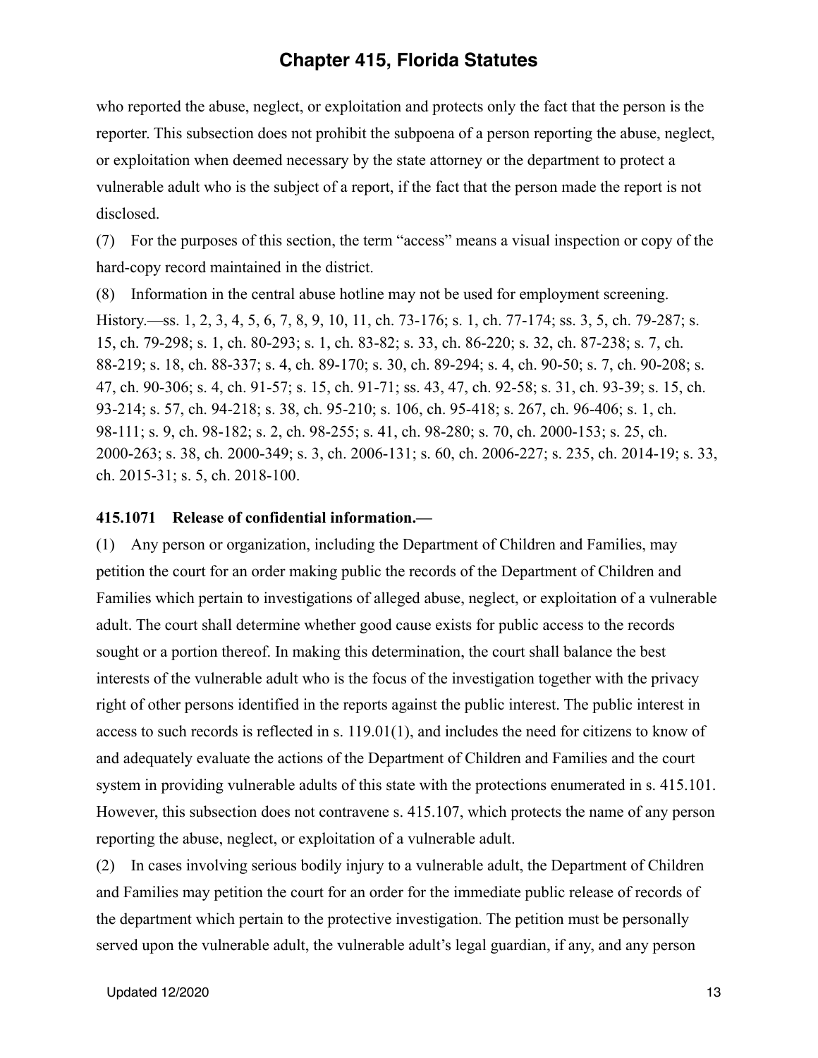who reported the abuse, neglect, or exploitation and protects only the fact that the person is the reporter. This subsection does not prohibit the subpoena of a person reporting the abuse, neglect, or exploitation when deemed necessary by the state attorney or the department to protect a vulnerable adult who is the subject of a report, if the fact that the person made the report is not disclosed.

(7) For the purposes of this section, the term “access” means a visual inspection or copy of the hard-copy record maintained in the district.

(8) Information in the central abuse hotline may not be used for employment screening.

History.—ss. 1, 2, 3, 4, 5, 6, 7, 8, 9, 10, 11, ch. 73-176; s. 1, ch. 77-174; ss. 3, 5, ch. 79-287; s. 15, ch. 79-298; s. 1, ch. 80-293; s. 1, ch. 83-82; s. 33, ch. 86-220; s. 32, ch. 87-238; s. 7, ch. 88-219; s. 18, ch. 88-337; s. 4, ch. 89-170; s. 30, ch. 89-294; s. 4, ch. 90-50; s. 7, ch. 90-208; s. 47, ch. 90-306; s. 4, ch. 91-57; s. 15, ch. 91-71; ss. 43, 47, ch. 92-58; s. 31, ch. 93-39; s. 15, ch. 93-214; s. 57, ch. 94-218; s. 38, ch. 95-210; s. 106, ch. 95-418; s. 267, ch. 96-406; s. 1, ch. 98-111; s. 9, ch. 98-182; s. 2, ch. 98-255; s. 41, ch. 98-280; s. 70, ch. 2000-153; s. 25, ch. 2000-263; s. 38, ch. 2000-349; s. 3, ch. 2006-131; s. 60, ch. 2006-227; s. 235, ch. 2014-19; s. 33, ch. 2015-31; s. 5, ch. 2018-100.

**415.1071 Release of confidential information.—**

(1) Any person or organization, including the Department of Children and Families, may petition the court for an order making public the records of the Department of Children and Families which pertain to investigations of alleged abuse, neglect, or exploitation of a vulnerable adult. The court shall determine whether good cause exists for public access to the records sought or a portion thereof. In making this determination, the court shall balance the best interests of the vulnerable adult who is the focus of the investigation together with the privacy right of other persons identified in the reports against the public interest. The public interest in access to such records is reflected in s. 119.01(1), and includes the need for citizens to know of and adequately evaluate the actions of the Department of Children and Families and the court system in providing vulnerable adults of this state with the protections enumerated in s. 415.101. However, this subsection does not contravene s. 415.107, which protects the name of any person reporting the abuse, neglect, or exploitation of a vulnerable adult.

(2) In cases involving serious bodily injury to a vulnerable adult, the Department of Children and Families may petition the court for an order for the immediate public release of records of the department which pertain to the protective investigation. The petition must be personally served upon the vulnerable adult, the vulnerable adult’s legal guardian, if any, and any person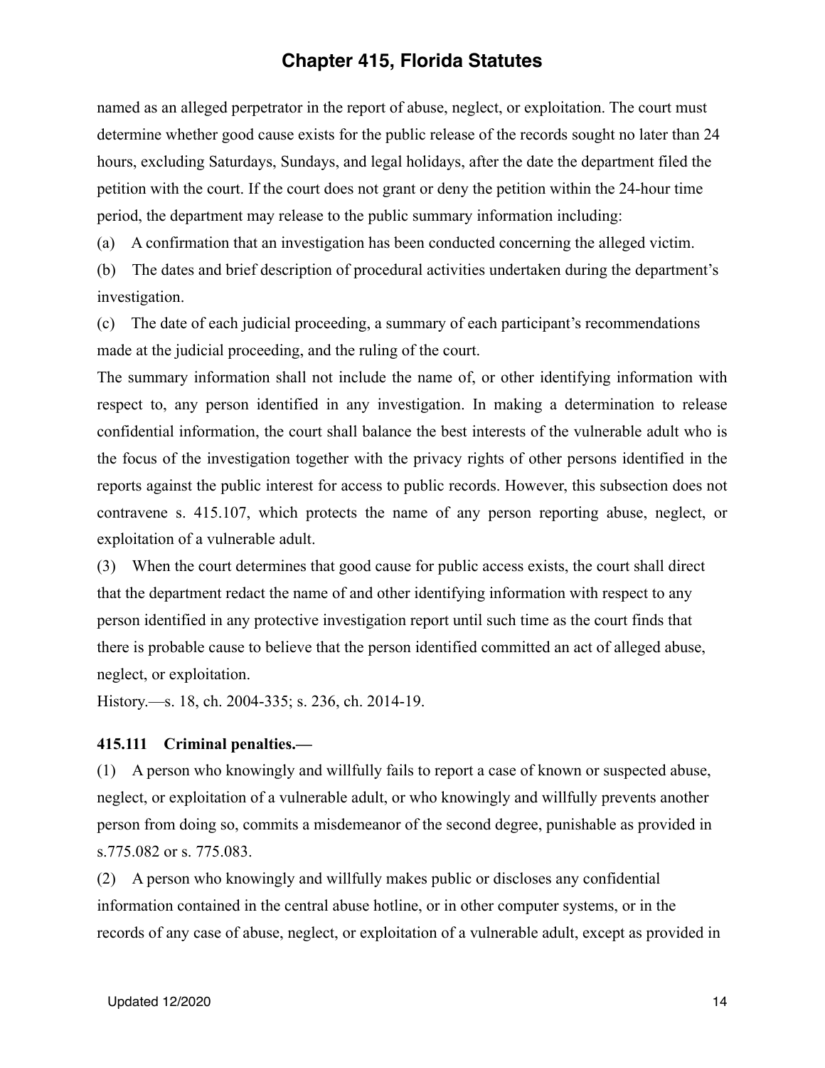named as an alleged perpetrator in the report of abuse, neglect, or exploitation. The court must determine whether good cause exists for the public release of the records sought no later than 24 hours, excluding Saturdays, Sundays, and legal holidays, after the date the department filed the petition with the court. If the court does not grant or deny the petition within the 24-hour time period, the department may release to the public summary information including:

(a) A confirmation that an investigation has been conducted concerning the alleged victim.

(b) The dates and brief description of procedural activities undertaken during the department's investigation.

(c) The date of each judicial proceeding, a summary of each participant's recommendations made at the judicial proceeding, and the ruling of the court.

The summary information shall not include the name of, or other identifying information with respect to, any person identified in any investigation. In making a determination to release confidential information, the court shall balance the best interests of the vulnerable adult who is the focus of the investigation together with the privacy rights of other persons identified in the reports against the public interest for access to public records. However, this subsection does not contravene s. 415.107, which protects the name of any person reporting abuse, neglect, or exploitation of a vulnerable adult.

(3) When the court determines that good cause for public access exists, the court shall direct that the department redact the name of and other identifying information with respect to any person identified in any protective investigation report until such time as the court finds that there is probable cause to believe that the person identified committed an act of alleged abuse, neglect, or exploitation.

History.—s. 18, ch. 2004-335; s. 236, ch. 2014-19.

**415.111 Criminal penalties.—**

(1) A person who knowingly and willfully fails to report a case of known or suspected abuse, neglect, or exploitation of a vulnerable adult, or who knowingly and willfully prevents another person from doing so, commits a misdemeanor of the second degree, punishable as provided in s.775.082 or s. 775.083.

(2) A person who knowingly and willfully makes public or discloses any confidential information contained in the central abuse hotline, or in other computer systems, or in the records of any case of abuse, neglect, or exploitation of a vulnerable adult, except as provided in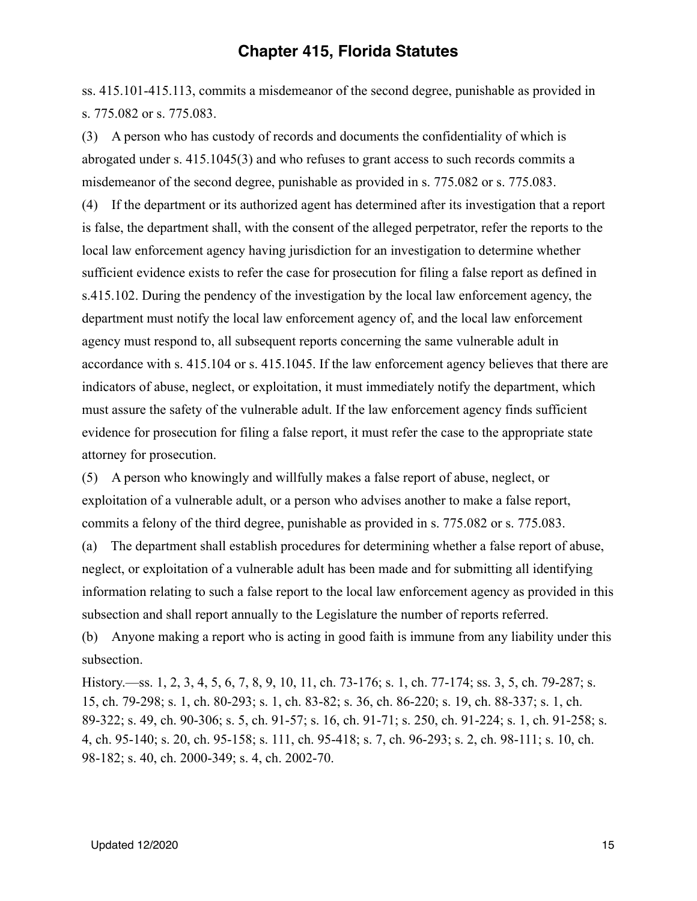ss. 415.101-415.113, commits a misdemeanor of the second degree, punishable as provided in s. 775.082 or s. 775.083.

(3) A person who has custody of records and documents the confidentiality of which is abrogated under s. 415.1045(3) and who refuses to grant access to such records commits a misdemeanor of the second degree, punishable as provided in s. 775.082 or s. 775.083.

(4) If the department or its authorized agent has determined after its investigation that a report is false, the department shall, with the consent of the alleged perpetrator, refer the reports to the local law enforcement agency having jurisdiction for an investigation to determine whether sufficient evidence exists to refer the case for prosecution for filing a false report as defined in s.415.102. During the pendency of the investigation by the local law enforcement agency, the department must notify the local law enforcement agency of, and the local law enforcement agency must respond to, all subsequent reports concerning the same vulnerable adult in accordance with s. 415.104 or s. 415.1045. If the law enforcement agency believes that there are indicators of abuse, neglect, or exploitation, it must immediately notify the department, which must assure the safety of the vulnerable adult. If the law enforcement agency finds sufficient evidence for prosecution for filing a false report, it must refer the case to the appropriate state attorney for prosecution.

(5) A person who knowingly and willfully makes a false report of abuse, neglect, or exploitation of a vulnerable adult, or a person who advises another to make a false report, commits a felony of the third degree, punishable as provided in s. 775.082 or s. 775.083.

(a) The department shall establish procedures for determining whether a false report of abuse, neglect, or exploitation of a vulnerable adult has been made and for submitting all identifying information relating to such a false report to the local law enforcement agency as provided in this subsection and shall report annually to the Legislature the number of reports referred.

(b) Anyone making a report who is acting in good faith is immune from any liability under this subsection.

History.—ss. 1, 2, 3, 4, 5, 6, 7, 8, 9, 10, 11, ch. 73-176; s. 1, ch. 77-174; ss. 3, 5, ch. 79-287; s. 15, ch. 79-298; s. 1, ch. 80-293; s. 1, ch. 83-82; s. 36, ch. 86-220; s. 19, ch. 88-337; s. 1, ch. 89-322; s. 49, ch. 90-306; s. 5, ch. 91-57; s. 16, ch. 91-71; s. 250, ch. 91-224; s. 1, ch. 91-258; s. 4, ch. 95-140; s. 20, ch. 95-158; s. 111, ch. 95-418; s. 7, ch. 96-293; s. 2, ch. 98-111; s. 10, ch. 98-182; s. 40, ch. 2000-349; s. 4, ch. 2002-70.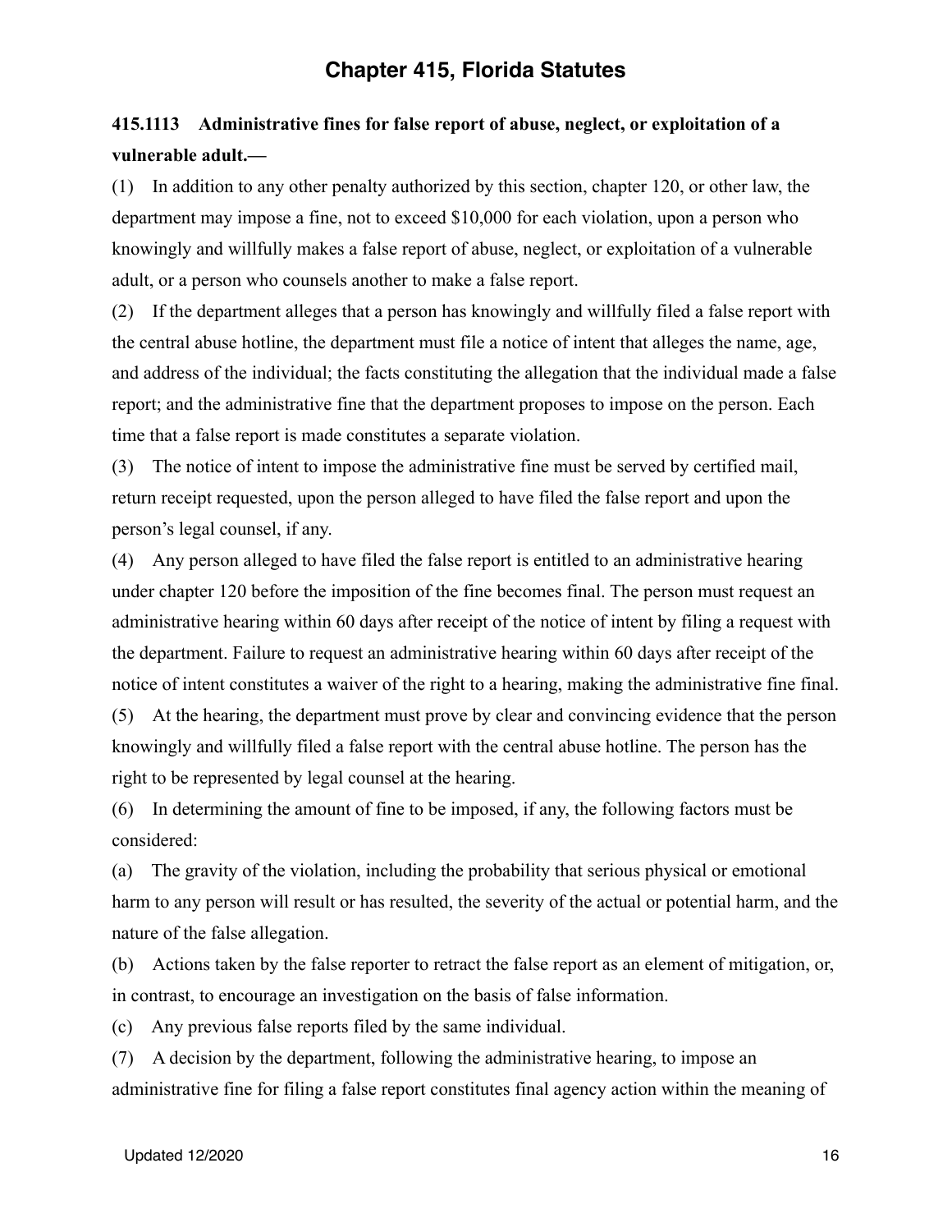# Chapter 415, Florida Statutes

**415.1113 Administrative fines for false report of abuse, neglect, or exploitation of a vulnerable adult.—**

(1) In addition to any other penalty authorized by this section, chapter 120, or other law, the department may impose a fine, not to exceed $10,000 for each violation, upon a person who knowingly and willfully makes a false report of abuse, neglect, or exploitation of a vulnerable adult, or a person who counsels another to make a false report.

(2) If the department alleges that a person has knowingly and willfully filed a false report with the central abuse hotline, the department must file a notice of intent that alleges the name, age, and address of the individual; the facts constituting the allegation that the individual made a false report; and the administrative fine that the department proposes to impose on the person. Each time that a false report is made constitutes a separate violation.

(3) The notice of intent to impose the administrative fine must be served by certified mail, return receipt requested, upon the person alleged to have filed the false report and upon the person's legal counsel, if any.

(4) Any person alleged to have filed the false report is entitled to an administrative hearing under chapter 120 before the imposition of the fine becomes final. The person must request an administrative hearing within 60 days after receipt of the notice of intent by filing a request with the department. Failure to request an administrative hearing within 60 days after receipt of the notice of intent constitutes a waiver of the right to a hearing, making the administrative fine final.

(5) At the hearing, the department must prove by clear and convincing evidence that the person knowingly and willfully filed a false report with the central abuse hotline. The person has the right to be represented by legal counsel at the hearing.

(6) In determining the amount of fine to be imposed, if any, the following factors must be considered:

(a) The gravity of the violation, including the probability that serious physical or emotional harm to any person will result or has resulted, the severity of the actual or potential harm, and the nature of the false allegation.

(b) Actions taken by the false reporter to retract the false report as an element of mitigation, or, in contrast, to encourage an investigation on the basis of false information.

(c) Any previous false reports filed by the same individual.

(7) A decision by the department, following the administrative hearing, to impose an administrative fine for filing a false report constitutes final agency action within the meaning of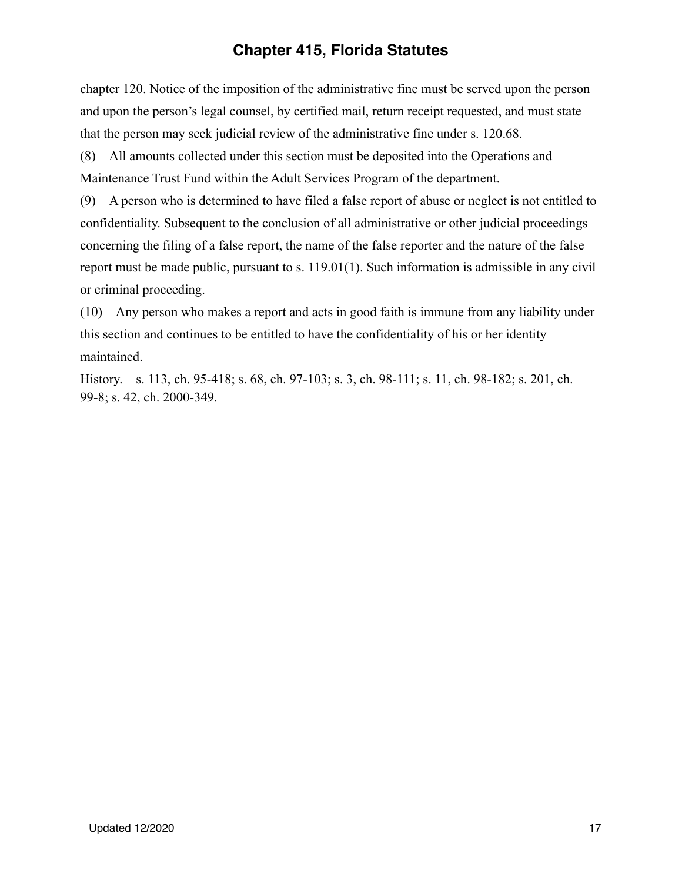chapter 120. Notice of the imposition of the administrative fine must be served upon the person and upon the person's legal counsel, by certified mail, return receipt requested, and must state that the person may seek judicial review of the administrative fine under s. 120.68.

(8) All amounts collected under this section must be deposited into the Operations and Maintenance Trust Fund within the Adult Services Program of the department.

(9) A person who is determined to have filed a false report of abuse or neglect is not entitled to confidentiality. Subsequent to the conclusion of all administrative or other judicial proceedings concerning the filing of a false report, the name of the false reporter and the nature of the false report must be made public, pursuant to s. 119.01(1). Such information is admissible in any civil or criminal proceeding.

(10) Any person who makes a report and acts in good faith is immune from any liability under this section and continues to be entitled to have the confidentiality of his or her identity maintained.

History.—s. 113, ch. 95-418; s. 68, ch. 97-103; s. 3, ch. 98-111; s. 11, ch. 98-182; s. 201, ch. 99-8; s. 42, ch. 2000-349.